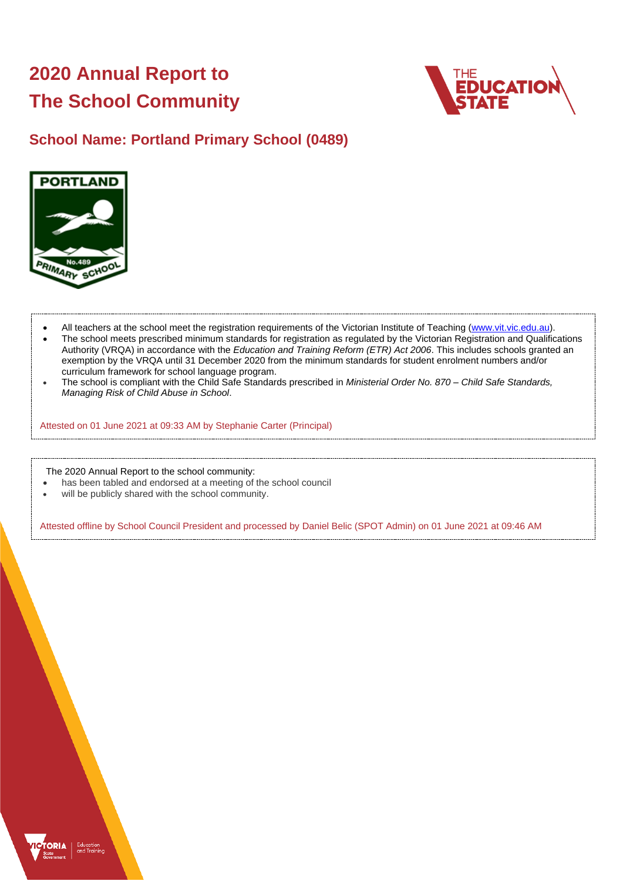# 2020 Annual Report to The School Community

## School Name: Portland Primary School (0489)

- All teachers at the school meet the registration requirements of the Victorian Institute of Teaching (www.vit.vic.edu.au).
- The school meets prescribed minimum standards for registration as regulated by the Victorian Registration and Qualifications Authority (VRQA) in accordance with the *Education and Training Reform (ETR) Act 2006*. This includes schools granted an exemption by the VRQA until 31 December 2020 from the minimum standards for student enrolment numbers and/or curriculum framework for school language program.
- The school is compliant with the Child Safe Standards prescribed in *Ministerial Order No. 870 – Child Safe Standards, Managing Risk of Child Abuse in School*.

Attested on 01 June 2021 at 09:33 AM by Stephanie Carter (Principal)

The 2020 Annual Report to the school community:

- has been tabled and endorsed at a meeting of the school council
- will be publicly shared with the school community.

Attested offline by School Council President and processed by Daniel Belic (SPOT Admin) on 01 June 2021 at 09:46 AM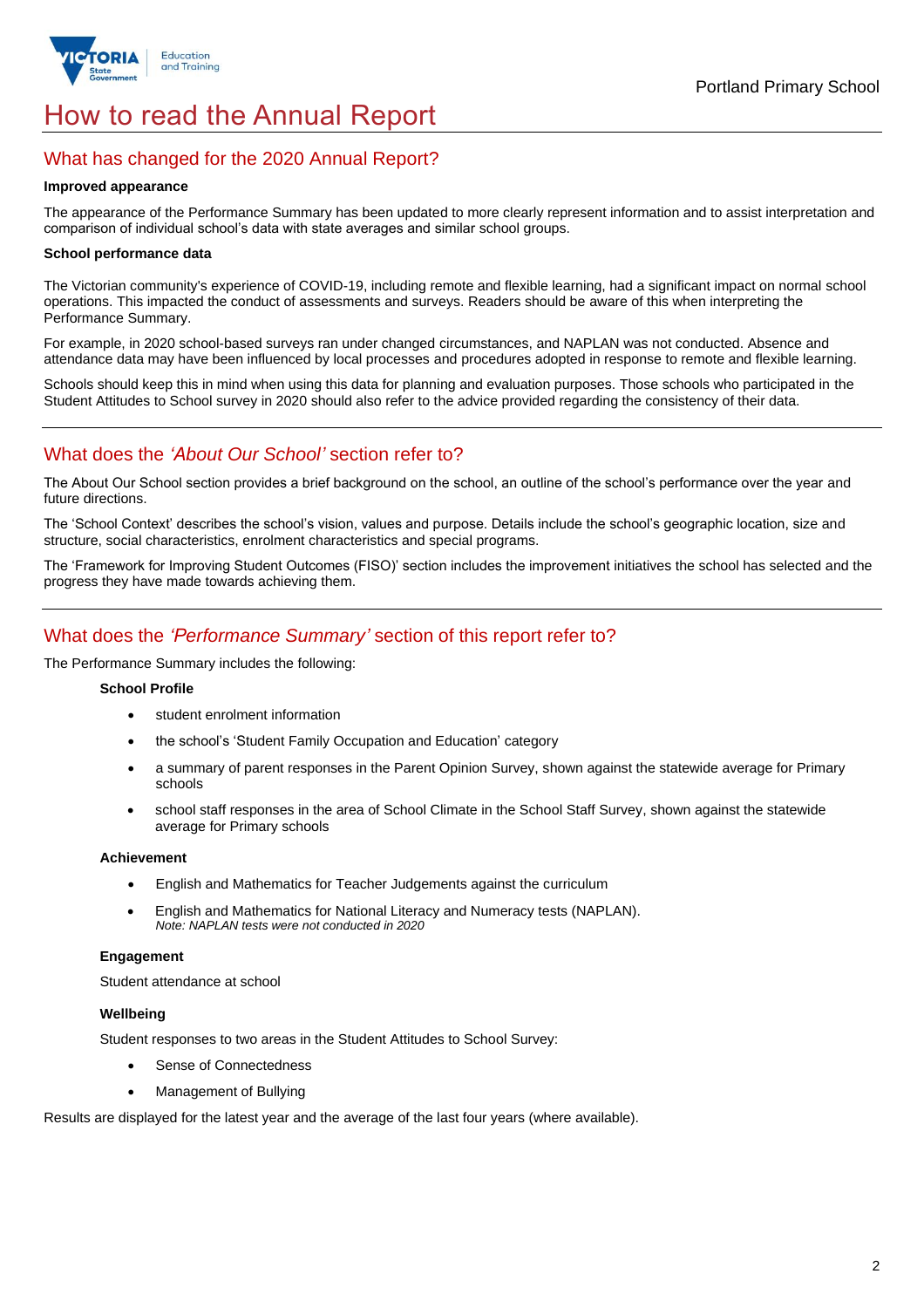# How to read the Annual Report

## What has changed for the 2020 Annual Report?

**Improved appearance**

The appearance of the Performance Summary has been updated to more clearly represent information and to assist interpretation and comparison of individual school's data with state averages and similar school groups.

**School performance data**

The Victorian community's experience of COVID-19, including remote and flexible learning, had a significant impact on normal school operations. This impacted the conduct of assessments and surveys. Readers should be aware of this when interpreting the Performance Summary.

For example, in 2020 school-based surveys ran under changed circumstances, and NAPLAN was not conducted. Absence and attendance data may have been influenced by local processes and procedures adopted in response to remote and flexible learning.

Schools should keep this in mind when using this data for planning and evaluation purposes. Those schools who participated in the Student Attitudes to School survey in 2020 should also refer to the advice provided regarding the consistency of their data.

## What does the *'About Our School'* section refer to?

The About Our School section provides a brief background on the school, an outline of the school's performance over the year and future directions.

The 'School Context' describes the school's vision, values and purpose. Details include the school's geographic location, size and structure, social characteristics, enrolment characteristics and special programs.

The 'Framework for Improving Student Outcomes (FISO)' section includes the improvement initiatives the school has selected and the progress they have made towards achieving them.

## What does the *'Performance Summary'* section of this report refer to?

The Performance Summary includes the following:

**School Profile**

- student enrolment information
- the school's 'Student Family Occupation and Education' category
- a summary of parent responses in the Parent Opinion Survey, shown against the statewide average for Primary schools
- school staff responses in the area of School Climate in the School Staff Survey, shown against the statewide average for Primary schools

**Achievement**

- English and Mathematics for Teacher Judgements against the curriculum
- English and Mathematics for National Literacy and Numeracy tests (NAPLAN).
  *Note: NAPLAN tests were not conducted in 2020*

**Engagement**

Student attendance at school

**Wellbeing**

Student responses to two areas in the Student Attitudes to School Survey:

- Sense of Connectedness
- Management of Bullying

Results are displayed for the latest year and the average of the last four years (where available).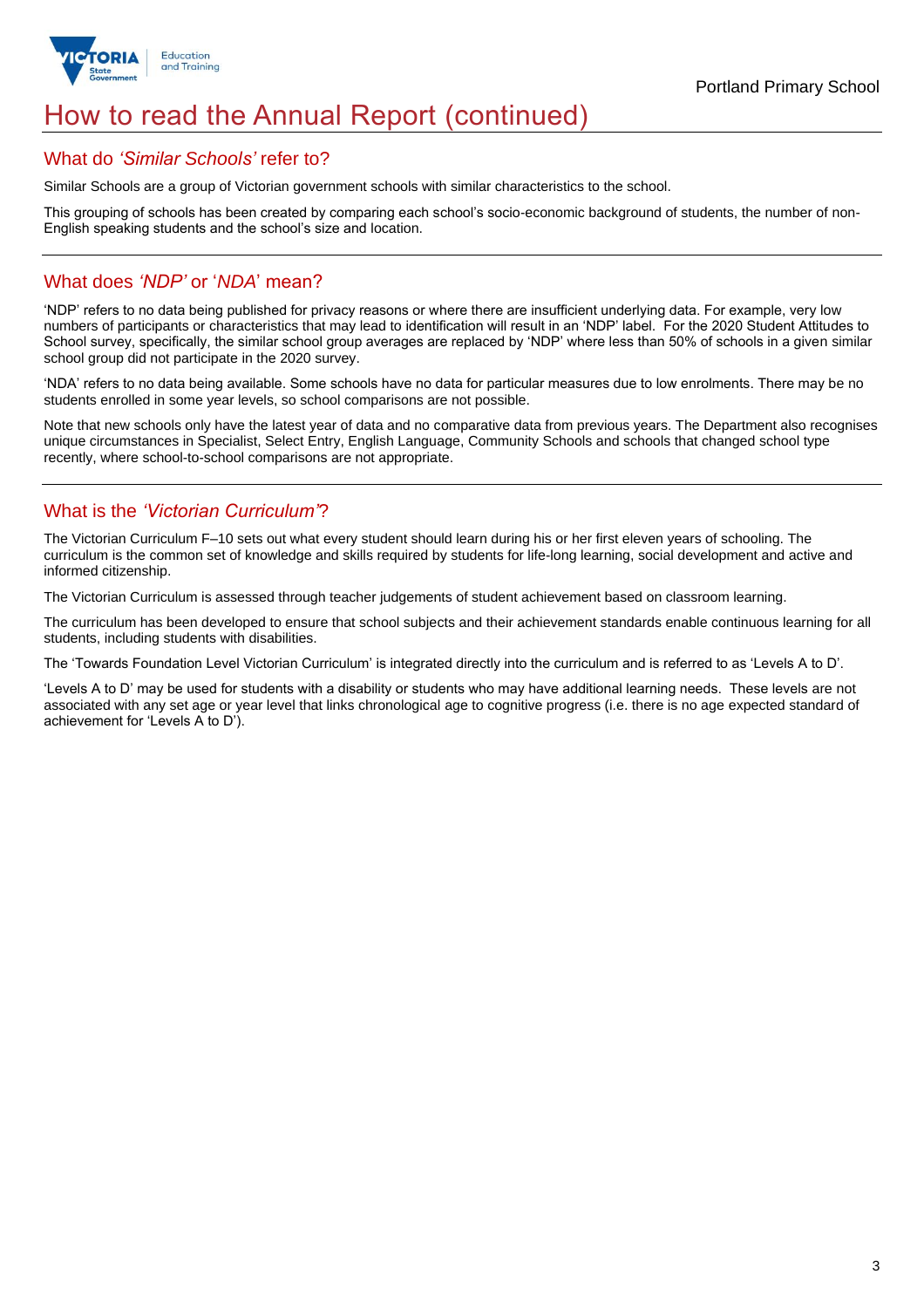# How to read the Annual Report (continued)

## What do *'Similar Schools'* refer to?

Similar Schools are a group of Victorian government schools with similar characteristics to the school.

This grouping of schools has been created by comparing each school's socio-economic background of students, the number of non-English speaking students and the school's size and location.

## What does *'NDP'* or '*NDA*' mean?

'NDP' refers to no data being published for privacy reasons or where there are insufficient underlying data. For example, very low numbers of participants or characteristics that may lead to identification will result in an 'NDP' label. For the 2020 Student Attitudes to School survey, specifically, the similar school group averages are replaced by 'NDP' where less than 50% of schools in a given similar school group did not participate in the 2020 survey.

'NDA' refers to no data being available. Some schools have no data for particular measures due to low enrolments. There may be no students enrolled in some year levels, so school comparisons are not possible.

Note that new schools only have the latest year of data and no comparative data from previous years. The Department also recognises unique circumstances in Specialist, Select Entry, English Language, Community Schools and schools that changed school type recently, where school-to-school comparisons are not appropriate.

## What is the *'Victorian Curriculum'*?

The Victorian Curriculum F–10 sets out what every student should learn during his or her first eleven years of schooling. The curriculum is the common set of knowledge and skills required by students for life-long learning, social development and active and informed citizenship.

The Victorian Curriculum is assessed through teacher judgements of student achievement based on classroom learning.

The curriculum has been developed to ensure that school subjects and their achievement standards enable continuous learning for all students, including students with disabilities.

The 'Towards Foundation Level Victorian Curriculum' is integrated directly into the curriculum and is referred to as 'Levels A to D'.

'Levels A to D' may be used for students with a disability or students who may have additional learning needs. These levels are not associated with any set age or year level that links chronological age to cognitive progress (i.e. there is no age expected standard of achievement for 'Levels A to D').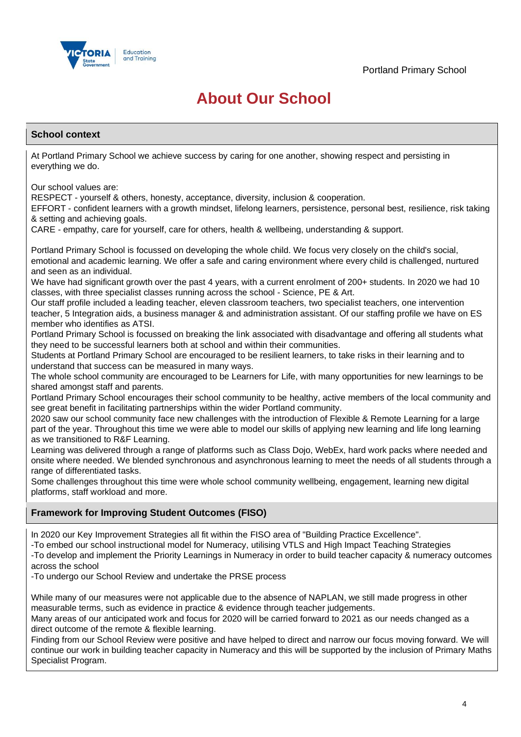# About Our School

## School context

At Portland Primary School we achieve success by caring for one another, showing respect and persisting in everything we do.

Our school values are:
RESPECT - yourself & others, honesty, acceptance, diversity, inclusion & cooperation.
EFFORT - confident learners with a growth mindset, lifelong learners, persistence, personal best, resilience, risk taking & setting and achieving goals.
CARE - empathy, care for yourself, care for others, health & wellbeing, understanding & support.

Portland Primary School is focussed on developing the whole child. We focus very closely on the child's social, emotional and academic learning. We offer a safe and caring environment where every child is challenged, nurtured and seen as an individual.
We have had significant growth over the past 4 years, with a current enrolment of 200+ students. In 2020 we had 10 classes, with three specialist classes running across the school - Science, PE & Art.
Our staff profile included a leading teacher, eleven classroom teachers, two specialist teachers, one intervention teacher, 5 Integration aids, a business manager & and administration assistant. Of our staffing profile we have on ES member who identifies as ATSI.
Portland Primary School is focussed on breaking the link associated with disadvantage and offering all students what they need to be successful learners both at school and within their communities.
Students at Portland Primary School are encouraged to be resilient learners, to take risks in their learning and to understand that success can be measured in many ways.
The whole school community are encouraged to be Learners for Life, with many opportunities for new learnings to be shared amongst staff and parents.
Portland Primary School encourages their school community to be healthy, active members of the local community and see great benefit in facilitating partnerships within the wider Portland community.
2020 saw our school community face new challenges with the introduction of Flexible & Remote Learning for a large part of the year. Throughout this time we were able to model our skills of applying new learning and life long learning as we transitioned to R&F Learning.
Learning was delivered through a range of platforms such as Class Dojo, WebEx, hard work packs where needed and onsite where needed. We blended synchronous and asynchronous learning to meet the needs of all students through a range of differentiated tasks.
Some challenges throughout this time were whole school community wellbeing, engagement, learning new digital platforms, staff workload and more.

## Framework for Improving Student Outcomes (FISO)

In 2020 our Key Improvement Strategies all fit within the FISO area of "Building Practice Excellence".
-To embed our school instructional model for Numeracy, utilising VTLS and High Impact Teaching Strategies
-To develop and implement the Priority Learnings in Numeracy in order to build teacher capacity & numeracy outcomes across the school
-To undergo our School Review and undertake the PRSE process

While many of our measures were not applicable due to the absence of NAPLAN, we still made progress in other measurable terms, such as evidence in practice & evidence through teacher judgements.
Many areas of our anticipated work and focus for 2020 will be carried forward to 2021 as our needs changed as a direct outcome of the remote & flexible learning.
Finding from our School Review were positive and have helped to direct and narrow our focus moving forward. We will continue our work in building teacher capacity in Numeracy and this will be supported by the inclusion of Primary Maths Specialist Program.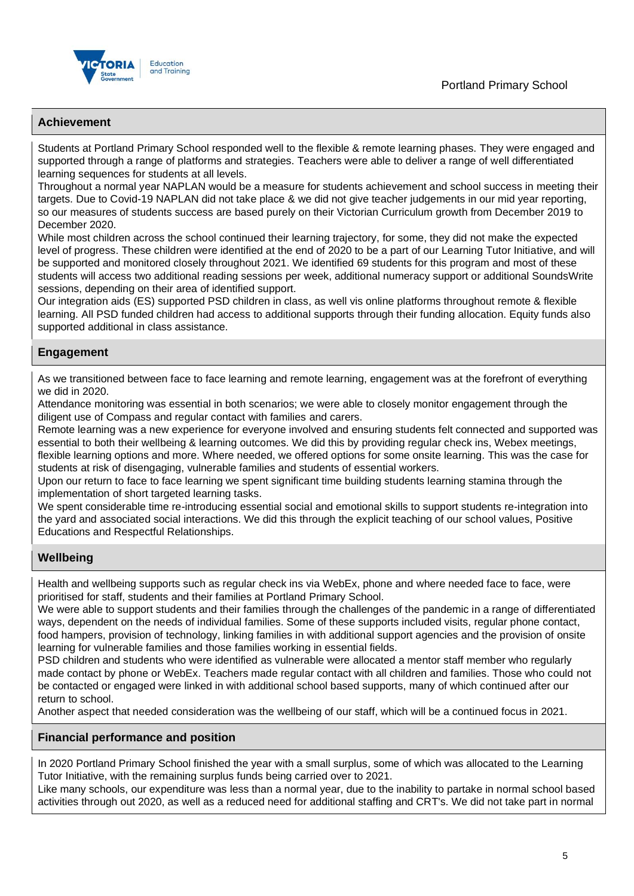## Achievement

Students at Portland Primary School responded well to the flexible & remote learning phases. They were engaged and supported through a range of platforms and strategies. Teachers were able to deliver a range of well differentiated learning sequences for students at all levels.
Throughout a normal year NAPLAN would be a measure for students achievement and school success in meeting their targets. Due to Covid-19 NAPLAN did not take place & we did not give teacher judgements in our mid year reporting, so our measures of students success are based purely on their Victorian Curriculum growth from December 2019 to December 2020.
While most children across the school continued their learning trajectory, for some, they did not make the expected level of progress. These children were identified at the end of 2020 to be a part of our Learning Tutor Initiative, and will be supported and monitored closely throughout 2021. We identified 69 students for this program and most of these students will access two additional reading sessions per week, additional numeracy support or additional SoundsWrite sessions, depending on their area of identified support.
Our integration aids (ES) supported PSD children in class, as well vis online platforms throughout remote & flexible learning. All PSD funded children had access to additional supports through their funding allocation. Equity funds also supported additional in class assistance.

## Engagement

As we transitioned between face to face learning and remote learning, engagement was at the forefront of everything we did in 2020.
Attendance monitoring was essential in both scenarios; we were able to closely monitor engagement through the diligent use of Compass and regular contact with families and carers.
Remote learning was a new experience for everyone involved and ensuring students felt connected and supported was essential to both their wellbeing & learning outcomes. We did this by providing regular check ins, Webex meetings, flexible learning options and more. Where needed, we offered options for some onsite learning. This was the case for students at risk of disengaging, vulnerable families and students of essential workers.
Upon our return to face to face learning we spent significant time building students learning stamina through the implementation of short targeted learning tasks.
We spent considerable time re-introducing essential social and emotional skills to support students re-integration into the yard and associated social interactions. We did this through the explicit teaching of our school values, Positive Educations and Respectful Relationships.

## Wellbeing

Health and wellbeing supports such as regular check ins via WebEx, phone and where needed face to face, were prioritised for staff, students and their families at Portland Primary School.
We were able to support students and their families through the challenges of the pandemic in a range of differentiated ways, dependent on the needs of individual families. Some of these supports included visits, regular phone contact, food hampers, provision of technology, linking families in with additional support agencies and the provision of onsite learning for vulnerable families and those families working in essential fields.
PSD children and students who were identified as vulnerable were allocated a mentor staff member who regularly made contact by phone or WebEx. Teachers made regular contact with all children and families. Those who could not be contacted or engaged were linked in with additional school based supports, many of which continued after our return to school.
Another aspect that needed consideration was the wellbeing of our staff, which will be a continued focus in 2021.

## Financial performance and position

In 2020 Portland Primary School finished the year with a small surplus, some of which was allocated to the Learning Tutor Initiative, with the remaining surplus funds being carried over to 2021.
Like many schools, our expenditure was less than a normal year, due to the inability to partake in normal school based activities through out 2020, as well as a reduced need for additional staffing and CRT's. We did not take part in normal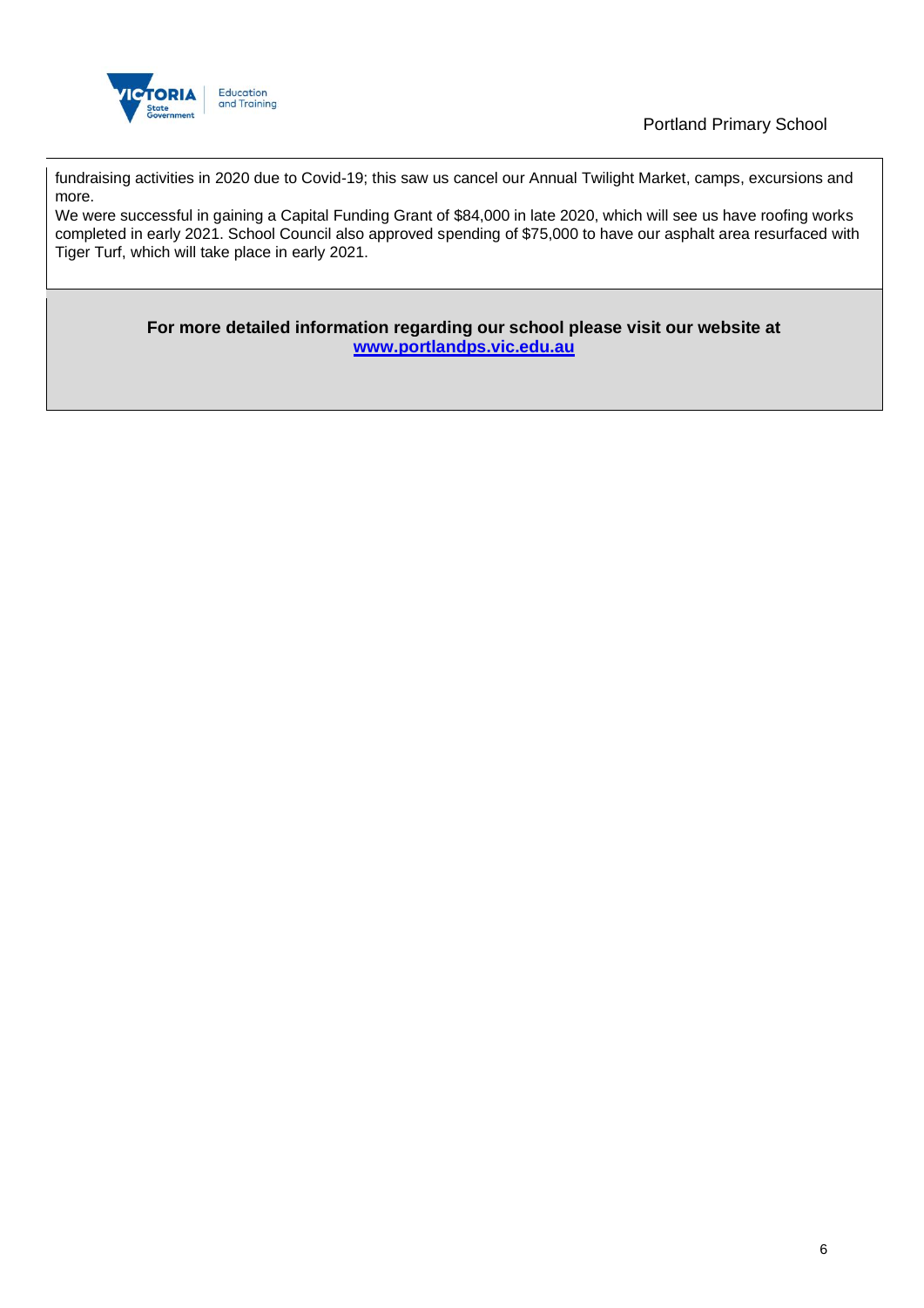fundraising activities in 2020 due to Covid-19; this saw us cancel our Annual Twilight Market, camps, excursions and more.
We were successful in gaining a Capital Funding Grant of $84,000 in late 2020, which will see us have roofing works completed in early 2021. School Council also approved spending of $75,000 to have our asphalt area resurfaced with Tiger Turf, which will take place in early 2021.

**For more detailed information regarding our school please visit our website at [www.portlandps.vic.edu.au](http://www.portlandps.vic.edu.au)**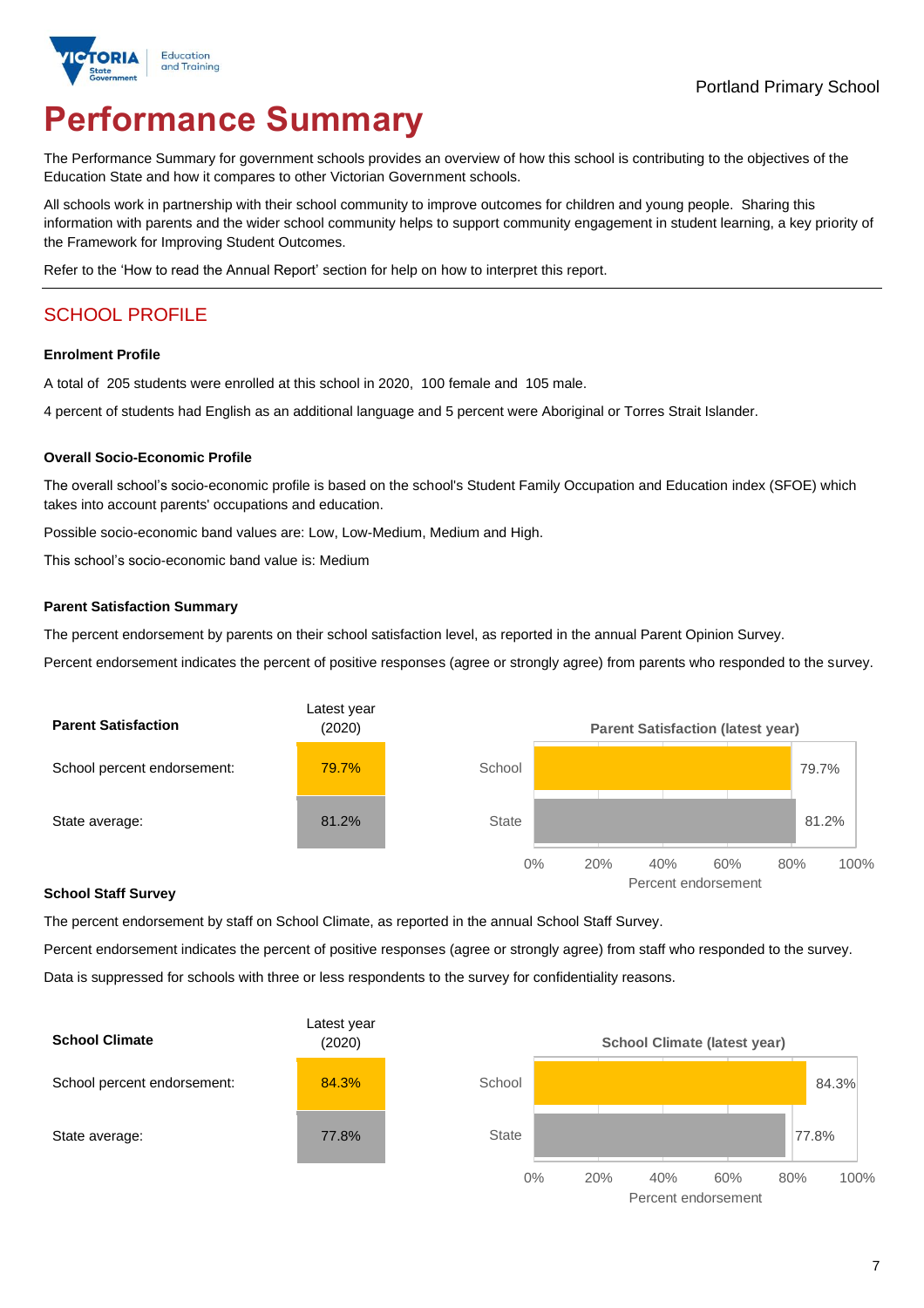Portland Primary School

# Performance Summary

The Performance Summary for government schools provides an overview of how this school is contributing to the objectives of the Education State and how it compares to other Victorian Government schools.

All schools work in partnership with their school community to improve outcomes for children and young people. Sharing this information with parents and the wider school community helps to support community engagement in student learning, a key priority of the Framework for Improving Student Outcomes.

Refer to the 'How to read the Annual Report' section for help on how to interpret this report.

## SCHOOL PROFILE

### Enrolment Profile

A total of 205 students were enrolled at this school in 2020, 100 female and 105 male.

4 percent of students had English as an additional language and 5 percent were Aboriginal or Torres Strait Islander.

### Overall Socio-Economic Profile

The overall school's socio-economic profile is based on the school's Student Family Occupation and Education index (SFOE) which takes into account parents' occupations and education.

Possible socio-economic band values are: Low, Low-Medium, Medium and High.

This school's socio-economic band value is: Medium

### Parent Satisfaction Summary

The percent endorsement by parents on their school satisfaction level, as reported in the annual Parent Opinion Survey.

Percent endorsement indicates the percent of positive responses (agree or strongly agree) from parents who responded to the survey.

| Parent Satisfaction | Latest year (2020) |
|---|---|
| School percent endorsement: | 79.7% |
| State average: | 81.2% |

Parent Satisfaction (latest year)

| | Percent endorsement |
|---|---|
| School | 79.7% |
| State | 81.2% |

### School Staff Survey

The percent endorsement by staff on School Climate, as reported in the annual School Staff Survey.

Percent endorsement indicates the percent of positive responses (agree or strongly agree) from staff who responded to the survey.

Data is suppressed for schools with three or less respondents to the survey for confidentiality reasons.

| School Climate | Latest year (2020) |
|---|---|
| School percent endorsement: | 84.3% |
| State average: | 77.8% |

School Climate (latest year)

| | Percent endorsement |
|---|---|
| School | 84.3% |
| State | 77.8% |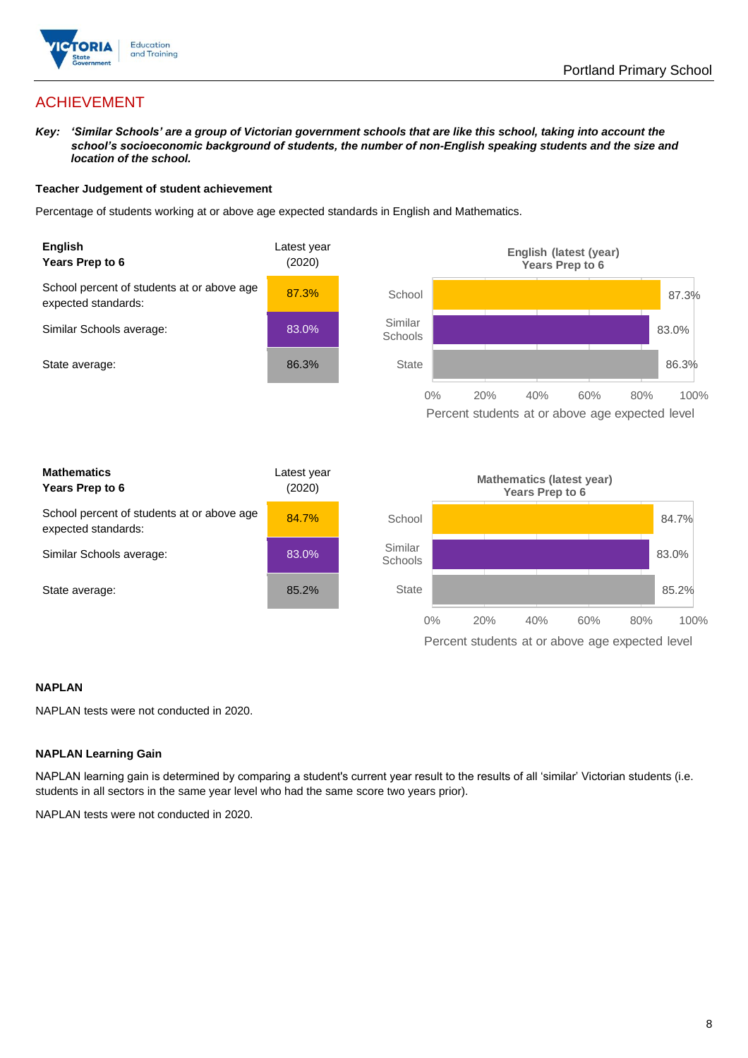## ACHIEVEMENT

***Key:** 'Similar Schools' are a group of Victorian government schools that are like this school, taking into account the school's socioeconomic background of students, the number of non-English speaking students and the size and location of the school.*

### Teacher Judgement of student achievement

Percentage of students working at or above age expected standards in English and Mathematics.

| **English**<br>**Years Prep to 6** | Latest year (2020) |
|---|---|
| School percent of students at or above age expected standards: | 87.3% |
| Similar Schools average: | 83.0% |
| State average: | 86.3% |

| **Mathematics**<br>**Years Prep to 6** | Latest year (2020) |
|---|---|
| School percent of students at or above age expected standards: | 84.7% |
| Similar Schools average: | 83.0% |
| State average: | 85.2% |

### NAPLAN

NAPLAN tests were not conducted in 2020.

### NAPLAN Learning Gain

NAPLAN learning gain is determined by comparing a student's current year result to the results of all 'similar' Victorian students (i.e. students in all sectors in the same year level who had the same score two years prior).

NAPLAN tests were not conducted in 2020.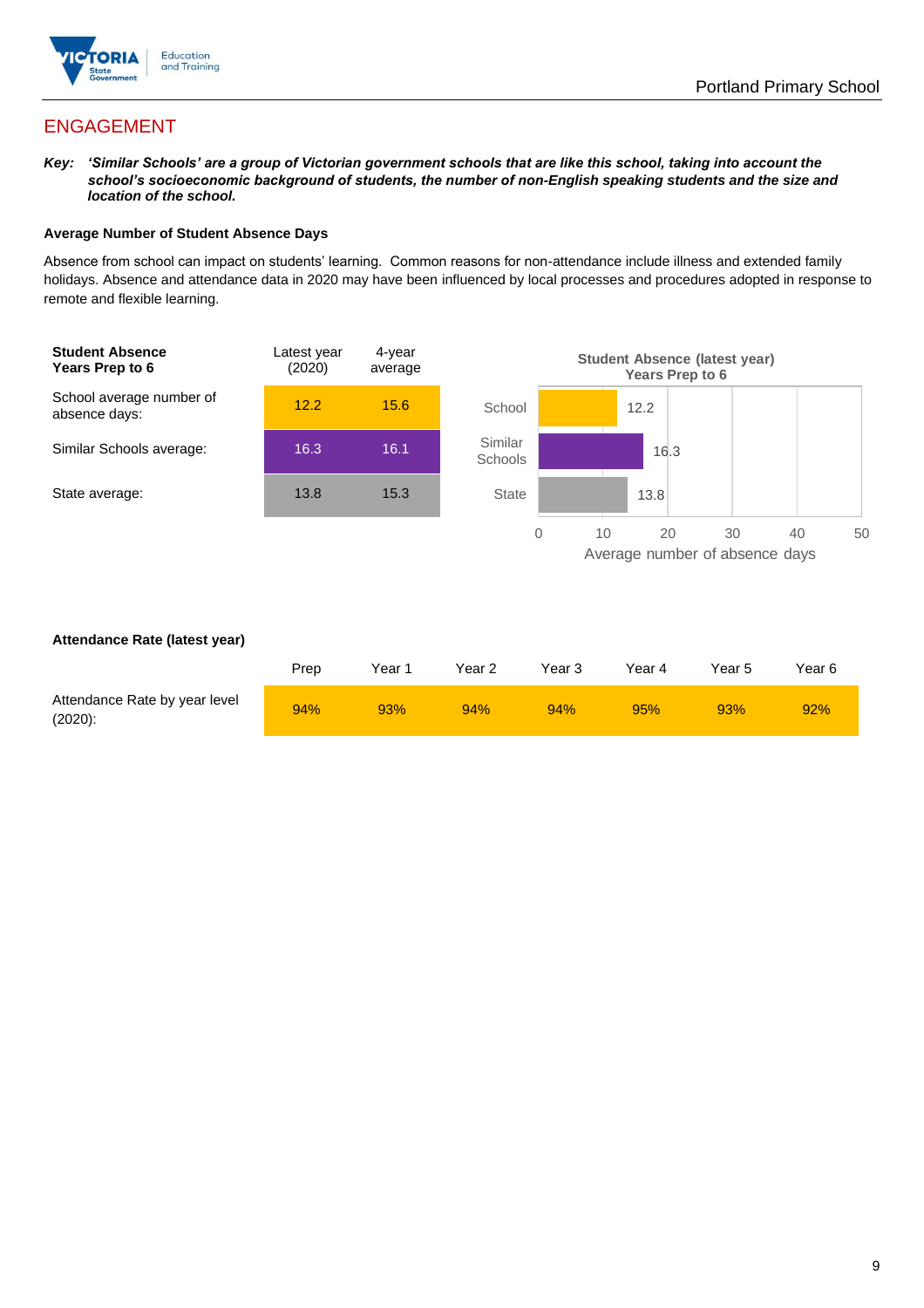## ENGAGEMENT

***Key:*** ***'Similar Schools' are a group of Victorian government schools that are like this school, taking into account the school's socioeconomic background of students, the number of non-English speaking students and the size and location of the school.***

**Average Number of Student Absence Days**

Absence from school can impact on students' learning. Common reasons for non-attendance include illness and extended family holidays. Absence and attendance data in 2020 may have been influenced by local processes and procedures adopted in response to remote and flexible learning.

| **Student Absence Years Prep to 6** | Latest year (2020) | 4-year average |
|---|---|---|
| School average number of absence days: | 12.2 | 15.6 |
| Similar Schools average: | 16.3 | 16.1 |
| State average: | 13.8 | 15.3 |

**Student Absence (latest year) Years Prep to 6**

| | Average number of absence days |
|---|---|
| School | 12.2 |
| Similar Schools | 16.3 |
| State | 13.8 |

**Attendance Rate (latest year)**

| | Prep | Year 1 | Year 2 | Year 3 | Year 4 | Year 5 | Year 6 |
|---|---|---|---|---|---|---|---|
| Attendance Rate by year level (2020): | 94% | 93% | 94% | 94% | 95% | 93% | 92% |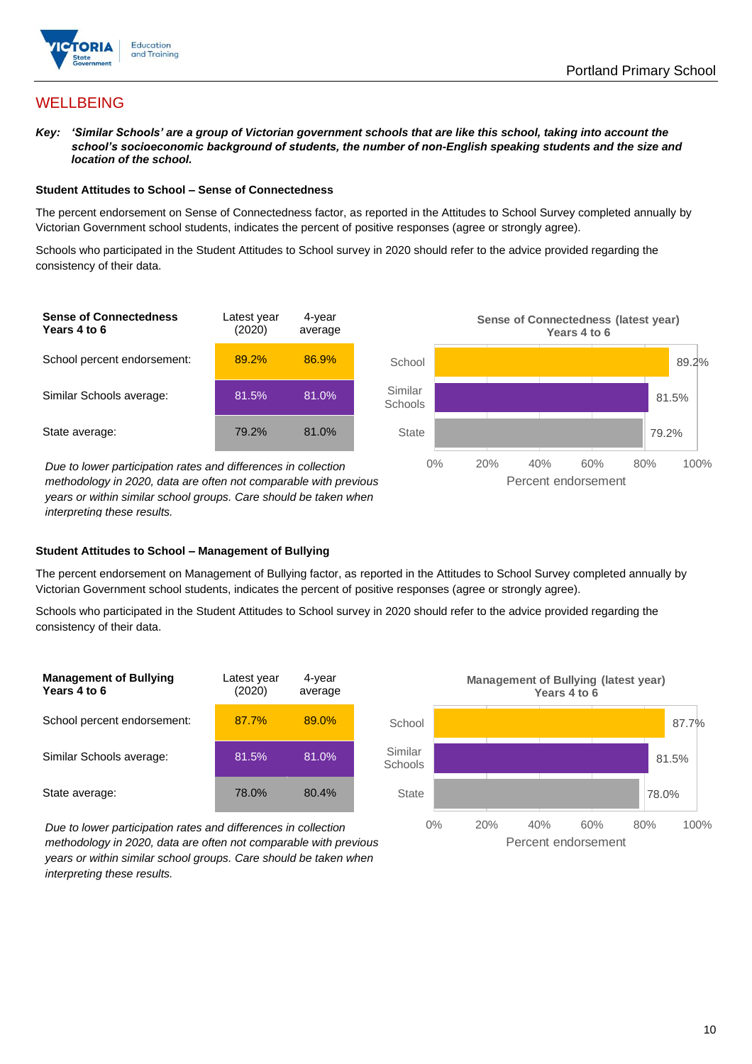## WELLBEING

***Key:** 'Similar Schools' are a group of Victorian government schools that are like this school, taking into account the school's socioeconomic background of students, the number of non-English speaking students and the size and location of the school.*

### Student Attitudes to School – Sense of Connectedness

The percent endorsement on Sense of Connectedness factor, as reported in the Attitudes to School Survey completed annually by Victorian Government school students, indicates the percent of positive responses (agree or strongly agree).

Schools who participated in the Student Attitudes to School survey in 2020 should refer to the advice provided regarding the consistency of their data.

| Sense of Connectedness Years 4 to 6 | Latest year (2020) | 4-year average |
|---|---|---|
| School percent endorsement: | 89.2% | 86.9% |
| Similar Schools average: | 81.5% | 81.0% |
| State average: | 79.2% | 81.0% |

*Due to lower participation rates and differences in collection methodology in 2020, data are often not comparable with previous years or within similar school groups. Care should be taken when interpreting these results.*

**Sense of Connectedness (latest year) Years 4 to 6**

| | Percent endorsement |
|---|---|
| School | 89.2% |
| Similar Schools | 81.5% |
| State | 79.2% |

### Student Attitudes to School – Management of Bullying

The percent endorsement on Management of Bullying factor, as reported in the Attitudes to School Survey completed annually by Victorian Government school students, indicates the percent of positive responses (agree or strongly agree).

Schools who participated in the Student Attitudes to School survey in 2020 should refer to the advice provided regarding the consistency of their data.

| Management of Bullying Years 4 to 6 | Latest year (2020) | 4-year average |
|---|---|---|
| School percent endorsement: | 87.7% | 89.0% |
| Similar Schools average: | 81.5% | 81.0% |
| State average: | 78.0% | 80.4% |

*Due to lower participation rates and differences in collection methodology in 2020, data are often not comparable with previous years or within similar school groups. Care should be taken when interpreting these results.*

**Management of Bullying (latest year) Years 4 to 6**

| | Percent endorsement |
|---|---|
| School | 87.7% |
| Similar Schools | 81.5% |
| State | 78.0% |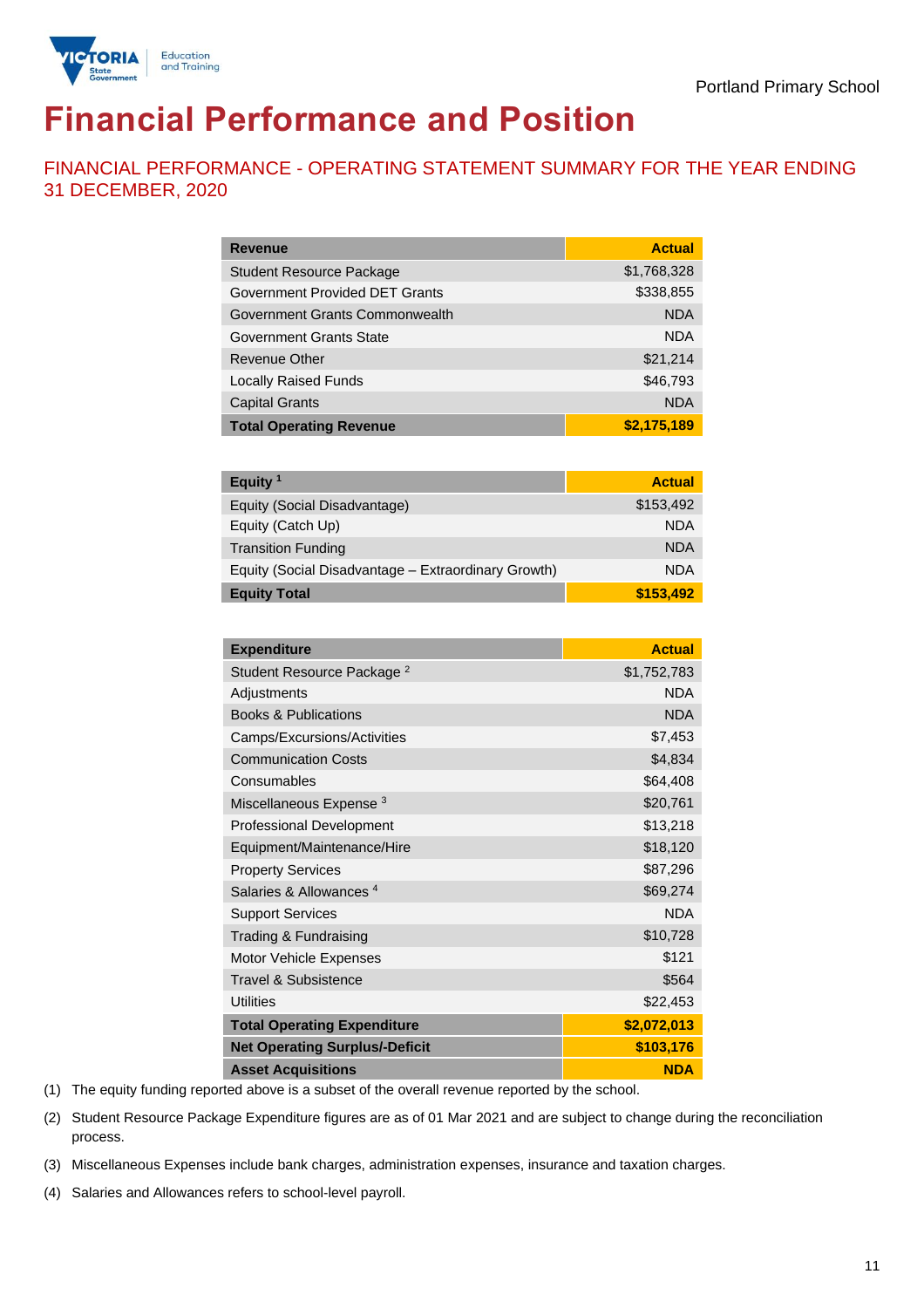Portland Primary School

# Financial Performance and Position

## FINANCIAL PERFORMANCE - OPERATING STATEMENT SUMMARY FOR THE YEAR ENDING 31 DECEMBER, 2020

| Revenue | Actual |
|---|---|
| Student Resource Package | $1,768,328 |
| Government Provided DET Grants | $338,855 |
| Government Grants Commonwealth | NDA |
| Government Grants State | NDA |
| Revenue Other | $21,214 |
| Locally Raised Funds | $46,793 |
| Capital Grants | NDA |
| **Total Operating Revenue** | **$2,175,189** |

| Equity [1] | Actual |
|---|---|
| Equity (Social Disadvantage) | $153,492 |
| Equity (Catch Up) | NDA |
| Transition Funding | NDA |
| Equity (Social Disadvantage – Extraordinary Growth) | NDA |
| **Equity Total** | **$153,492** |

| Expenditure | Actual |
|---|---|
| Student Resource Package [2] | $1,752,783 |
| Adjustments | NDA |
| Books & Publications | NDA |
| Camps/Excursions/Activities | $7,453 |
| Communication Costs | $4,834 |
| Consumables | $64,408 |
| Miscellaneous Expense [3] | $20,761 |
| Professional Development | $13,218 |
| Equipment/Maintenance/Hire | $18,120 |
| Property Services | $87,296 |
| Salaries & Allowances [4] | $69,274 |
| Support Services | NDA |
| Trading & Fundraising | $10,728 |
| Motor Vehicle Expenses | $121 |
| Travel & Subsistence | $564 |
| Utilities | $22,453 |
| **Total Operating Expenditure** | **$2,072,013** |
| **Net Operating Surplus/-Deficit** | **$103,176** |
| **Asset Acquisitions** | **NDA** |

(1) The equity funding reported above is a subset of the overall revenue reported by the school.

(2) Student Resource Package Expenditure figures are as of 01 Mar 2021 and are subject to change during the reconciliation process.

(3) Miscellaneous Expenses include bank charges, administration expenses, insurance and taxation charges.

(4) Salaries and Allowances refers to school-level payroll.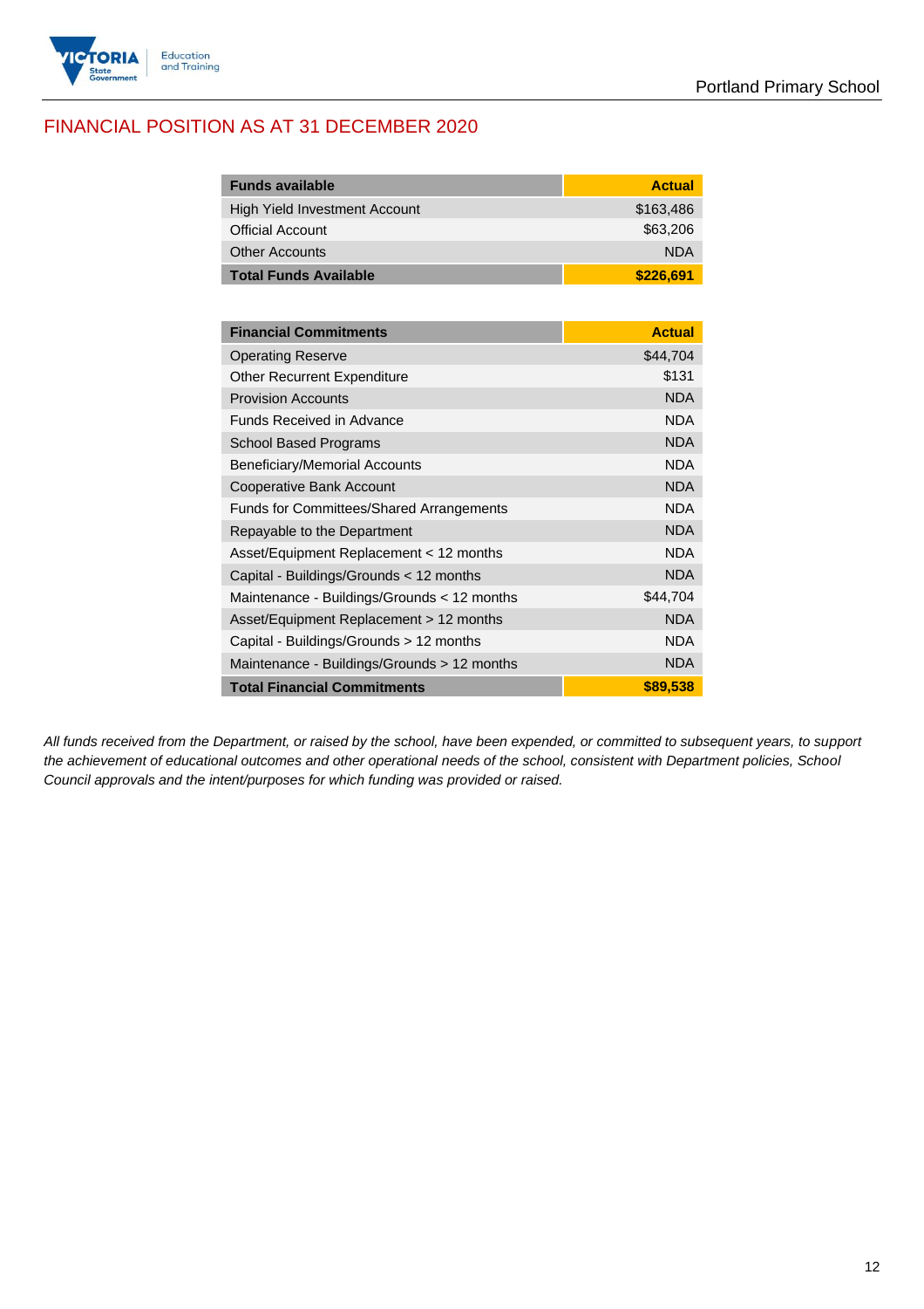## FINANCIAL POSITION AS AT 31 DECEMBER 2020

| Funds available | Actual |
|---|---|
| High Yield Investment Account | $163,486 |
| Official Account | $63,206 |
| Other Accounts | NDA |
| **Total Funds Available** | **$226,691** |

| Financial Commitments | Actual |
|---|---|
| Operating Reserve | $44,704 |
| Other Recurrent Expenditure | $131 |
| Provision Accounts | NDA |
| Funds Received in Advance | NDA |
| School Based Programs | NDA |
| Beneficiary/Memorial Accounts | NDA |
| Cooperative Bank Account | NDA |
| Funds for Committees/Shared Arrangements | NDA |
| Repayable to the Department | NDA |
| Asset/Equipment Replacement < 12 months | NDA |
| Capital - Buildings/Grounds < 12 months | NDA |
| Maintenance - Buildings/Grounds < 12 months | $44,704 |
| Asset/Equipment Replacement > 12 months | NDA |
| Capital - Buildings/Grounds > 12 months | NDA |
| Maintenance - Buildings/Grounds > 12 months | NDA |
| **Total Financial Commitments** | **$89,538** |

*All funds received from the Department, or raised by the school, have been expended, or committed to subsequent years, to support the achievement of educational outcomes and other operational needs of the school, consistent with Department policies, School Council approvals and the intent/purposes for which funding was provided or raised.*